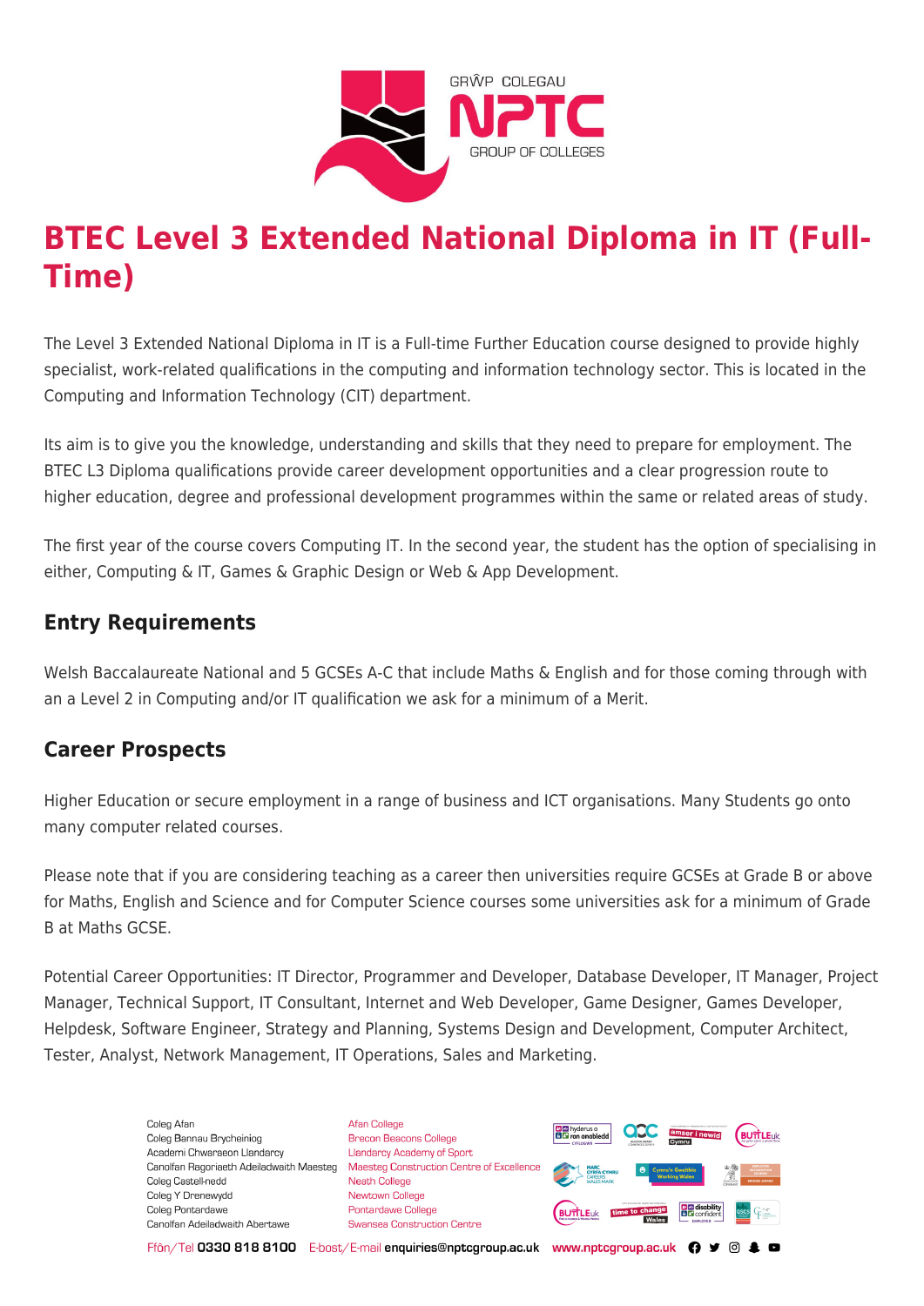# BTEC Level 3 Extended National Diploma in IT (Full-Time)

The Level 3 Extended National Diploma in IT is a Full-time Further Education course designed to provide highly specialist, work-related qualifications in the computing and information technology sector. This is located in the Computing and Information Technology (CIT) department.

Its aim is to give you the knowledge, understanding and skills that they need to prepare for employment. The BTEC L3 Diploma qualifications provide career development opportunities and a clear progression route to higher education, degree and professional development programmes within the same or related areas of study.

The first year of the course covers Computing IT. In the second year, the student has the option of specialising in either, Computing & IT, Games & Graphic Design or Web & App Development.

## Entry Requirements

Welsh Baccalaureate National and 5 GCSEs A-C that include Maths & English and for those coming through with an a Level 2 in Computing and/or IT qualification we ask for a minimum of a Merit.

## Career Prospects

Higher Education or secure employment in a range of business and ICT organisations. Many Students go onto many computer related courses.

Please note that if you are considering teaching as a career then universities require GCSEs at Grade B or above for Maths, English and Science and for Computer Science courses some universities ask for a minimum of Grade B at Maths GCSE.

Potential Career Opportunities: IT Director, Programmer and Developer, Database Developer, IT Manager, Project Manager, Technical Support, IT Consultant, Internet and Web Developer, Game Designer, Games Developer, Helpdesk, Software Engineer, Strategy and Planning, Systems Design and Development, Computer Architect, Tester, Analyst, Network Management, IT Operations, Sales and Marketing.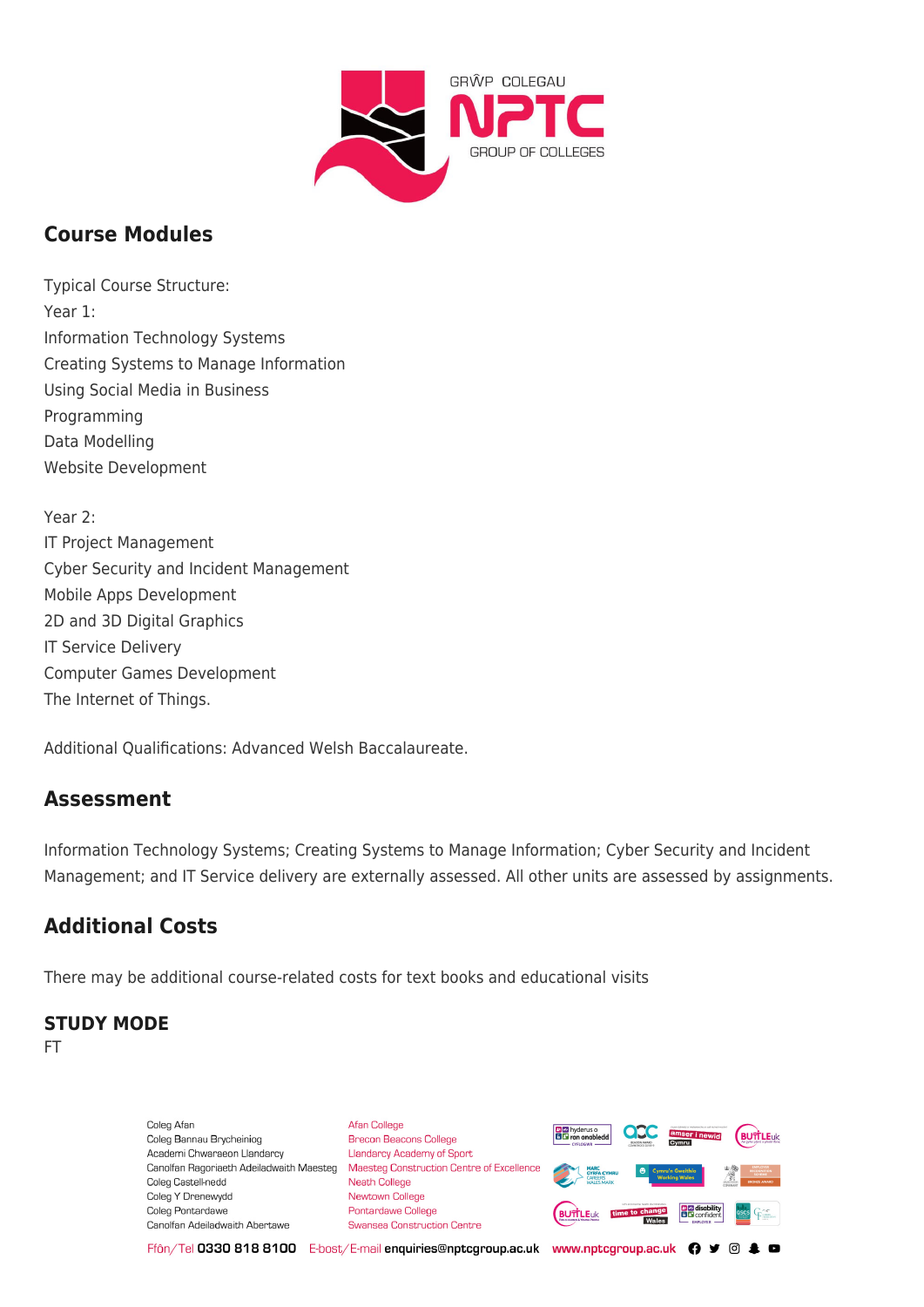## Course Modules

Typical Course Structure:
Year 1:
Information Technology Systems
Creating Systems to Manage Information
Using Social Media in Business
Programming
Data Modelling
Website Development

Year 2:
IT Project Management
Cyber Security and Incident Management
Mobile Apps Development
2D and 3D Digital Graphics
IT Service Delivery
Computer Games Development
The Internet of Things.

Additional Qualifications: Advanced Welsh Baccalaureate.

## Assessment

Information Technology Systems; Creating Systems to Manage Information; Cyber Security and Incident Management; and IT Service delivery are externally assessed. All other units are assessed by assignments.

## Additional Costs

There may be additional course-related costs for text books and educational visits

### STUDY MODE

FT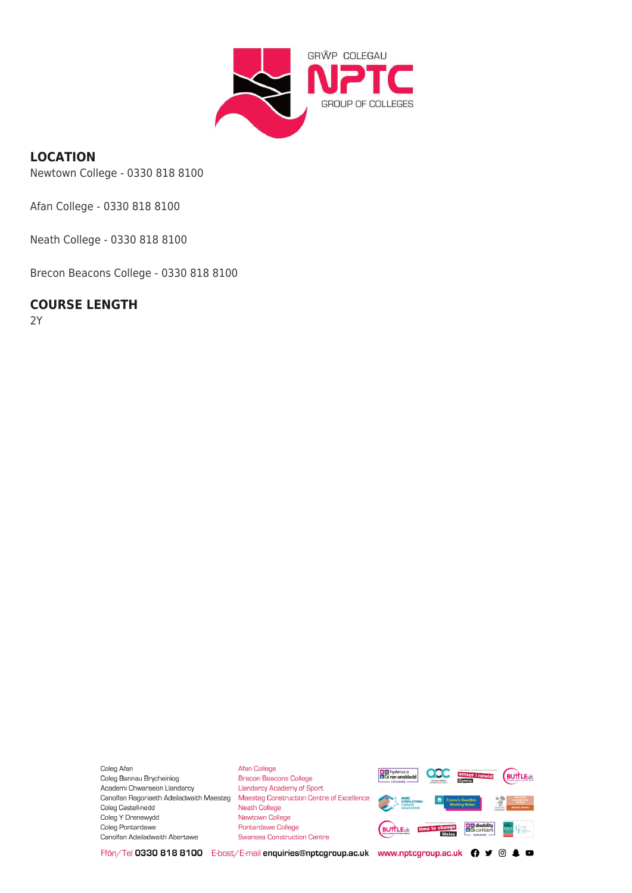## LOCATION

Newtown College - 0330 818 8100

Afan College - 0330 818 8100

Neath College - 0330 818 8100

Brecon Beacons College - 0330 818 8100

## COURSE LENGTH

2Y